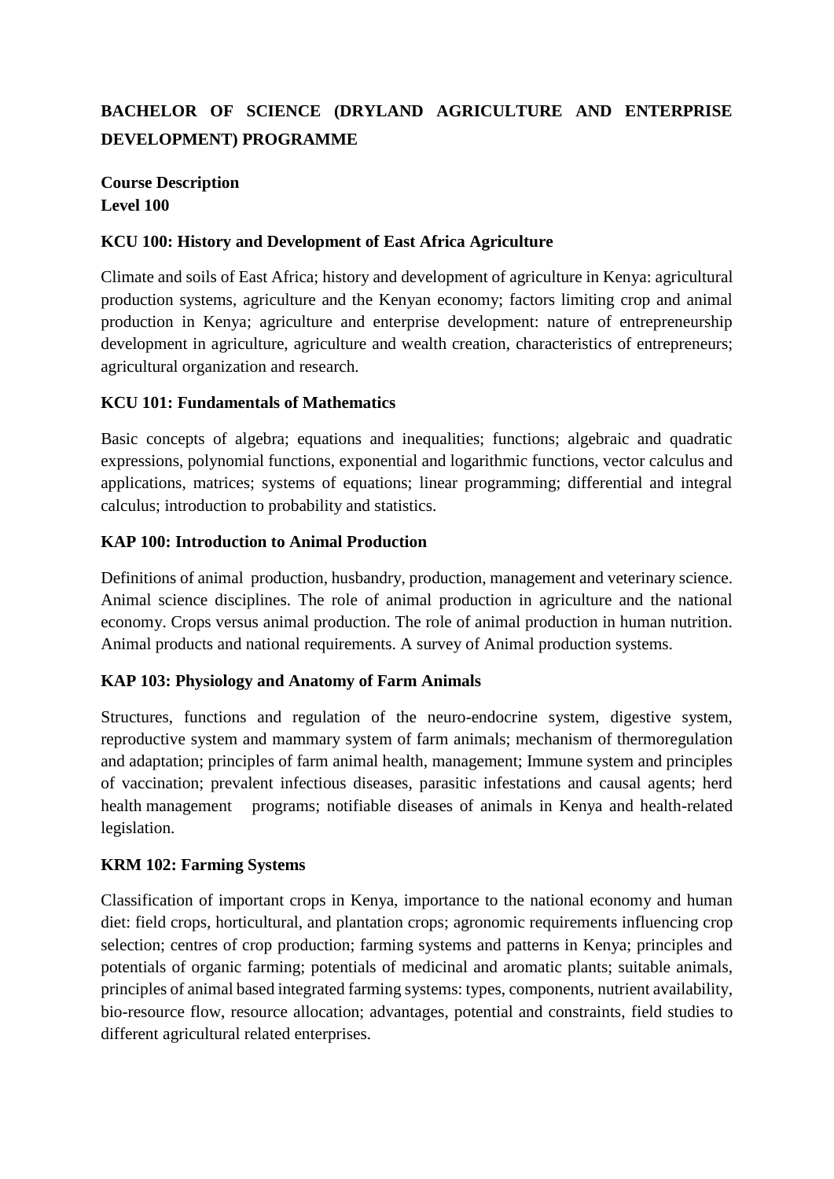# BACHELOR OF SCIENCE (DRYLAND AGRICULTURE AND ENTERPRISE DEVELOPMENT) PROGRAMME

**Course Description**
**Level 100**

### KCU 100: History and Development of East Africa Agriculture

Climate and soils of East Africa; history and development of agriculture in Kenya: agricultural production systems, agriculture and the Kenyan economy; factors limiting crop and animal production in Kenya; agriculture and enterprise development: nature of entrepreneurship development in agriculture, agriculture and wealth creation, characteristics of entrepreneurs; agricultural organization and research.

### KCU 101: Fundamentals of Mathematics

Basic concepts of algebra; equations and inequalities; functions; algebraic and quadratic expressions, polynomial functions, exponential and logarithmic functions, vector calculus and applications, matrices; systems of equations; linear programming; differential and integral calculus; introduction to probability and statistics.

### KAP 100: Introduction to Animal Production

Definitions of animal production, husbandry, production, management and veterinary science. Animal science disciplines. The role of animal production in agriculture and the national economy. Crops versus animal production. The role of animal production in human nutrition. Animal products and national requirements. A survey of Animal production systems.

### KAP 103: Physiology and Anatomy of Farm Animals

Structures, functions and regulation of the neuro-endocrine system, digestive system, reproductive system and mammary system of farm animals; mechanism of thermoregulation and adaptation; principles of farm animal health, management; Immune system and principles of vaccination; prevalent infectious diseases, parasitic infestations and causal agents; herd health management programs; notifiable diseases of animals in Kenya and health-related legislation.

### KRM 102: Farming Systems

Classification of important crops in Kenya, importance to the national economy and human diet: field crops, horticultural, and plantation crops; agronomic requirements influencing crop selection; centres of crop production; farming systems and patterns in Kenya; principles and potentials of organic farming; potentials of medicinal and aromatic plants; suitable animals, principles of animal based integrated farming systems: types, components, nutrient availability, bio-resource flow, resource allocation; advantages, potential and constraints, field studies to different agricultural related enterprises.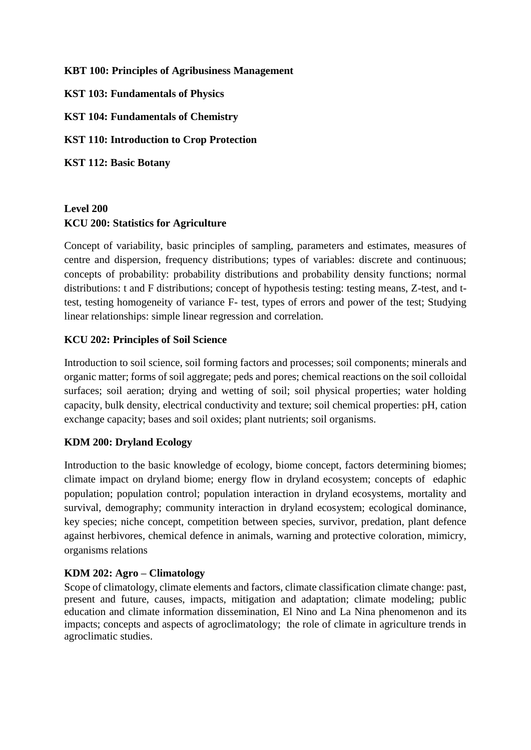**KBT 100: Principles of Agribusiness Management**

**KST 103: Fundamentals of Physics**

**KST 104: Fundamentals of Chemistry**

**KST 110: Introduction to Crop Protection**

**KST 112: Basic Botany**

## Level 200

### KCU 200: Statistics for Agriculture

Concept of variability, basic principles of sampling, parameters and estimates, measures of centre and dispersion, frequency distributions; types of variables: discrete and continuous; concepts of probability: probability distributions and probability density functions; normal distributions: t and F distributions; concept of hypothesis testing: testing means, Z-test, and t-test, testing homogeneity of variance F- test, types of errors and power of the test; Studying linear relationships: simple linear regression and correlation.

### KCU 202: Principles of Soil Science

Introduction to soil science, soil forming factors and processes; soil components; minerals and organic matter; forms of soil aggregate; peds and pores; chemical reactions on the soil colloidal surfaces; soil aeration; drying and wetting of soil; soil physical properties; water holding capacity, bulk density, electrical conductivity and texture; soil chemical properties: pH, cation exchange capacity; bases and soil oxides; plant nutrients; soil organisms.

### KDM 200: Dryland Ecology

Introduction to the basic knowledge of ecology, biome concept, factors determining biomes; climate impact on dryland biome; energy flow in dryland ecosystem; concepts of edaphic population; population control; population interaction in dryland ecosystems, mortality and survival, demography; community interaction in dryland ecosystem; ecological dominance, key species; niche concept, competition between species, survivor, predation, plant defence against herbivores, chemical defence in animals, warning and protective coloration, mimicry, organisms relations

### KDM 202: Agro – Climatology

Scope of climatology, climate elements and factors, climate classification climate change: past, present and future, causes, impacts, mitigation and adaptation; climate modeling; public education and climate information dissemination, El Nino and La Nina phenomenon and its impacts; concepts and aspects of agroclimatology; the role of climate in agriculture trends in agroclimatic studies.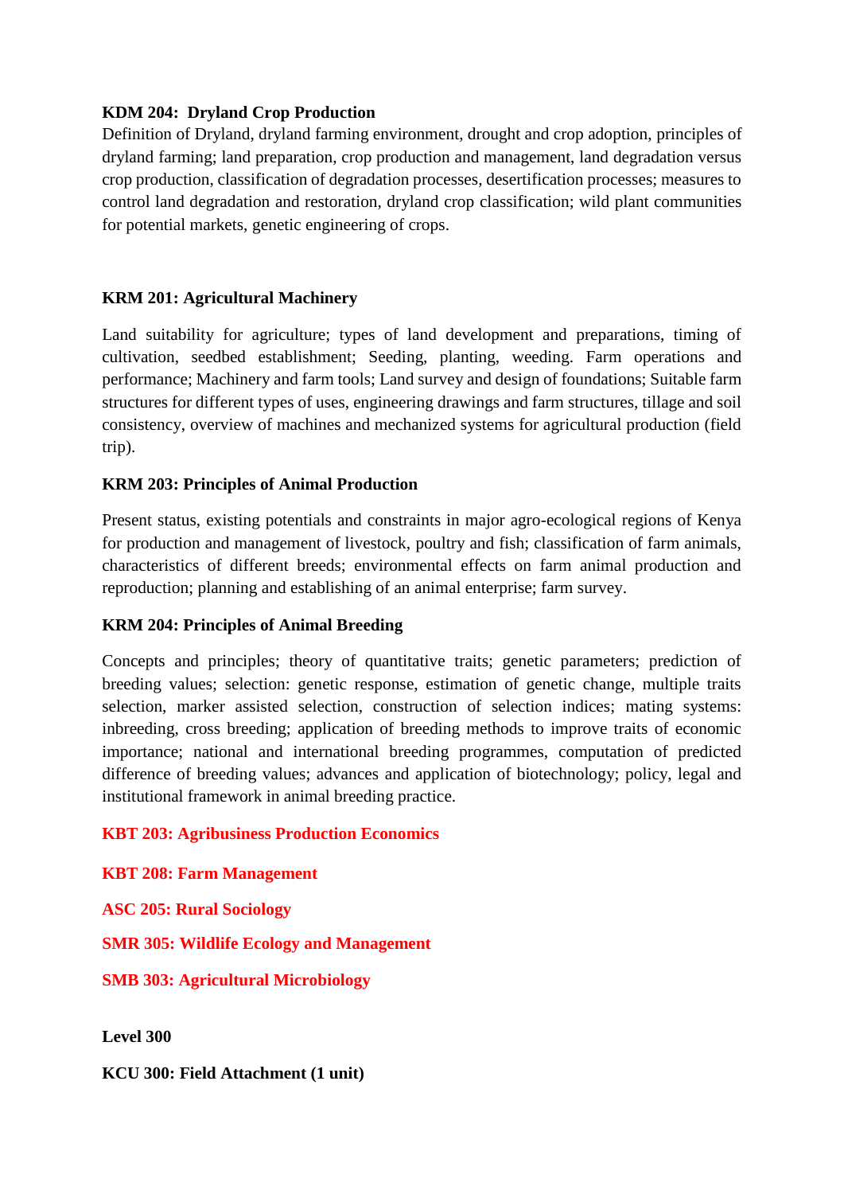**KDM 204: Dryland Crop Production**

Definition of Dryland, dryland farming environment, drought and crop adoption, principles of dryland farming; land preparation, crop production and management, land degradation versus crop production, classification of degradation processes, desertification processes; measures to control land degradation and restoration, dryland crop classification; wild plant communities for potential markets, genetic engineering of crops.

**KRM 201: Agricultural Machinery**

Land suitability for agriculture; types of land development and preparations, timing of cultivation, seedbed establishment; Seeding, planting, weeding. Farm operations and performance; Machinery and farm tools; Land survey and design of foundations; Suitable farm structures for different types of uses, engineering drawings and farm structures, tillage and soil consistency, overview of machines and mechanized systems for agricultural production (field trip).

**KRM 203: Principles of Animal Production**

Present status, existing potentials and constraints in major agro-ecological regions of Kenya for production and management of livestock, poultry and fish; classification of farm animals, characteristics of different breeds; environmental effects on farm animal production and reproduction; planning and establishing of an animal enterprise; farm survey.

**KRM 204: Principles of Animal Breeding**

Concepts and principles; theory of quantitative traits; genetic parameters; prediction of breeding values; selection: genetic response, estimation of genetic change, multiple traits selection, marker assisted selection, construction of selection indices; mating systems: inbreeding, cross breeding; application of breeding methods to improve traits of economic importance; national and international breeding programmes, computation of predicted difference of breeding values; advances and application of biotechnology; policy, legal and institutional framework in animal breeding practice.

**KBT 203: Agribusiness Production Economics**

**KBT 208: Farm Management**

**ASC 205: Rural Sociology**

**SMR 305: Wildlife Ecology and Management**

**SMB 303: Agricultural Microbiology**

**Level 300**

**KCU 300: Field Attachment (1 unit)**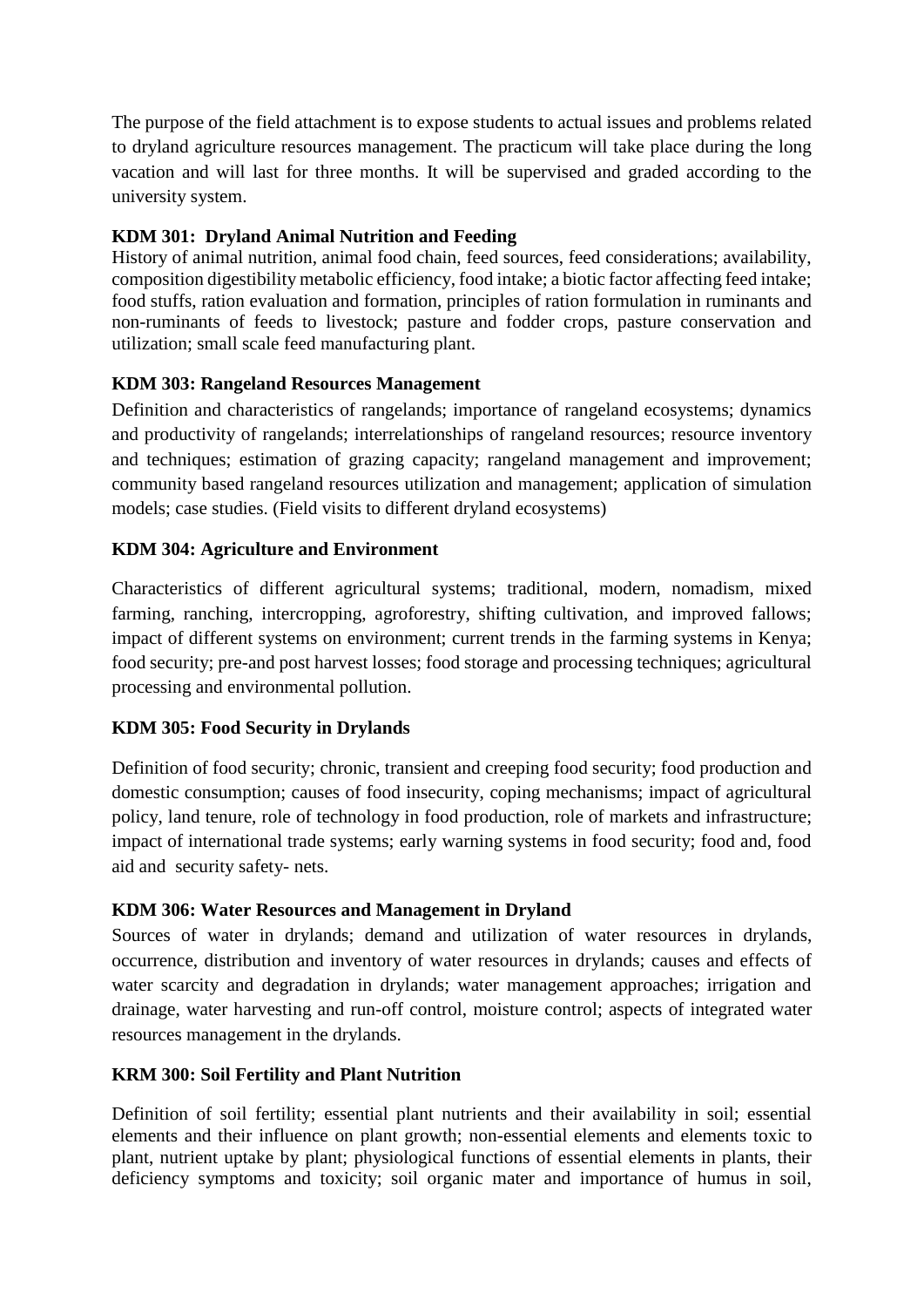The purpose of the field attachment is to expose students to actual issues and problems related to dryland agriculture resources management. The practicum will take place during the long vacation and will last for three months. It will be supervised and graded according to the university system.

**KDM 301: Dryland Animal Nutrition and Feeding**

History of animal nutrition, animal food chain, feed sources, feed considerations; availability, composition digestibility metabolic efficiency, food intake; a biotic factor affecting feed intake; food stuffs, ration evaluation and formation, principles of ration formulation in ruminants and non-ruminants of feeds to livestock; pasture and fodder crops, pasture conservation and utilization; small scale feed manufacturing plant.

**KDM 303: Rangeland Resources Management**

Definition and characteristics of rangelands; importance of rangeland ecosystems; dynamics and productivity of rangelands; interrelationships of rangeland resources; resource inventory and techniques; estimation of grazing capacity; rangeland management and improvement; community based rangeland resources utilization and management; application of simulation models; case studies. (Field visits to different dryland ecosystems)

**KDM 304: Agriculture and Environment**

Characteristics of different agricultural systems; traditional, modern, nomadism, mixed farming, ranching, intercropping, agroforestry, shifting cultivation, and improved fallows; impact of different systems on environment; current trends in the farming systems in Kenya; food security; pre-and post harvest losses; food storage and processing techniques; agricultural processing and environmental pollution.

**KDM 305: Food Security in Drylands**

Definition of food security; chronic, transient and creeping food security; food production and domestic consumption; causes of food insecurity, coping mechanisms; impact of agricultural policy, land tenure, role of technology in food production, role of markets and infrastructure; impact of international trade systems; early warning systems in food security; food and, food aid and security safety- nets.

**KDM 306: Water Resources and Management in Dryland**

Sources of water in drylands; demand and utilization of water resources in drylands, occurrence, distribution and inventory of water resources in drylands; causes and effects of water scarcity and degradation in drylands; water management approaches; irrigation and drainage, water harvesting and run-off control, moisture control; aspects of integrated water resources management in the drylands.

**KRM 300: Soil Fertility and Plant Nutrition**

Definition of soil fertility; essential plant nutrients and their availability in soil; essential elements and their influence on plant growth; non-essential elements and elements toxic to plant, nutrient uptake by plant; physiological functions of essential elements in plants, their deficiency symptoms and toxicity; soil organic mater and importance of humus in soil,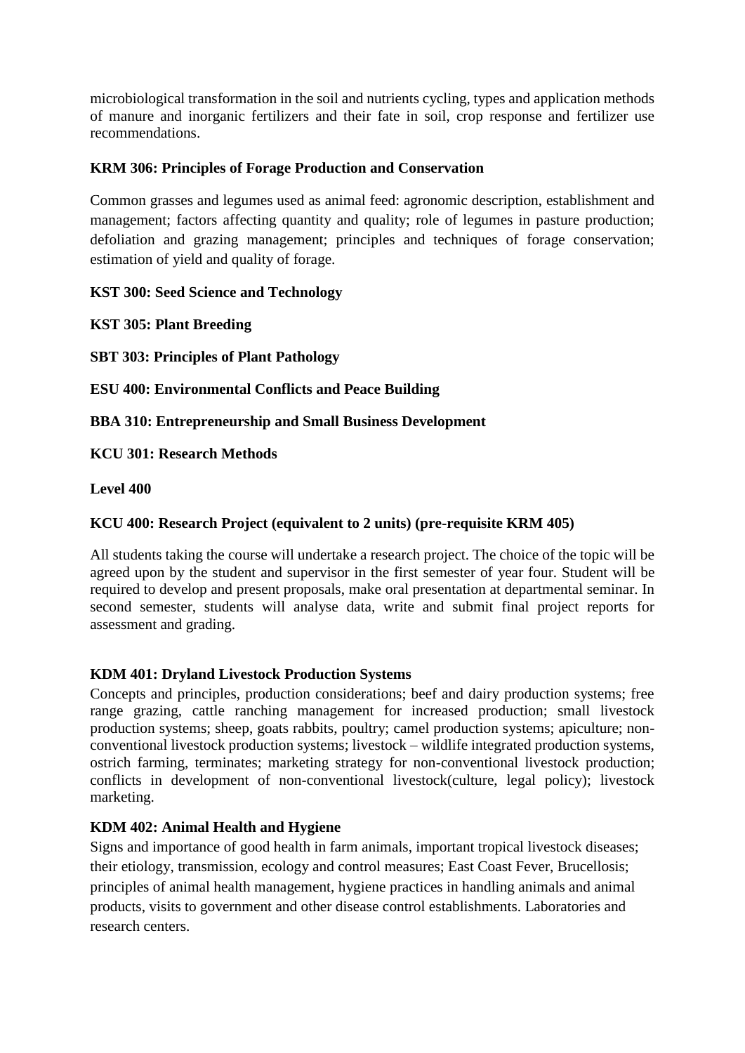microbiological transformation in the soil and nutrients cycling, types and application methods of manure and inorganic fertilizers and their fate in soil, crop response and fertilizer use recommendations.

**KRM 306: Principles of Forage Production and Conservation**

Common grasses and legumes used as animal feed: agronomic description, establishment and management; factors affecting quantity and quality; role of legumes in pasture production; defoliation and grazing management; principles and techniques of forage conservation; estimation of yield and quality of forage.

**KST 300: Seed Science and Technology**

**KST 305: Plant Breeding**

**SBT 303: Principles of Plant Pathology**

**ESU 400: Environmental Conflicts and Peace Building**

**BBA 310: Entrepreneurship and Small Business Development**

**KCU 301: Research Methods**

**Level 400**

**KCU 400: Research Project (equivalent to 2 units) (pre-requisite KRM 405)**

All students taking the course will undertake a research project. The choice of the topic will be agreed upon by the student and supervisor in the first semester of year four. Student will be required to develop and present proposals, make oral presentation at departmental seminar. In second semester, students will analyse data, write and submit final project reports for assessment and grading.

**KDM 401: Dryland Livestock Production Systems**

Concepts and principles, production considerations; beef and dairy production systems; free range grazing, cattle ranching management for increased production; small livestock production systems; sheep, goats rabbits, poultry; camel production systems; apiculture; non-conventional livestock production systems; livestock – wildlife integrated production systems, ostrich farming, terminates; marketing strategy for non-conventional livestock production; conflicts in development of non-conventional livestock(culture, legal policy); livestock marketing.

**KDM 402: Animal Health and Hygiene**

Signs and importance of good health in farm animals, important tropical livestock diseases; their etiology, transmission, ecology and control measures; East Coast Fever, Brucellosis; principles of animal health management, hygiene practices in handling animals and animal products, visits to government and other disease control establishments. Laboratories and research centers.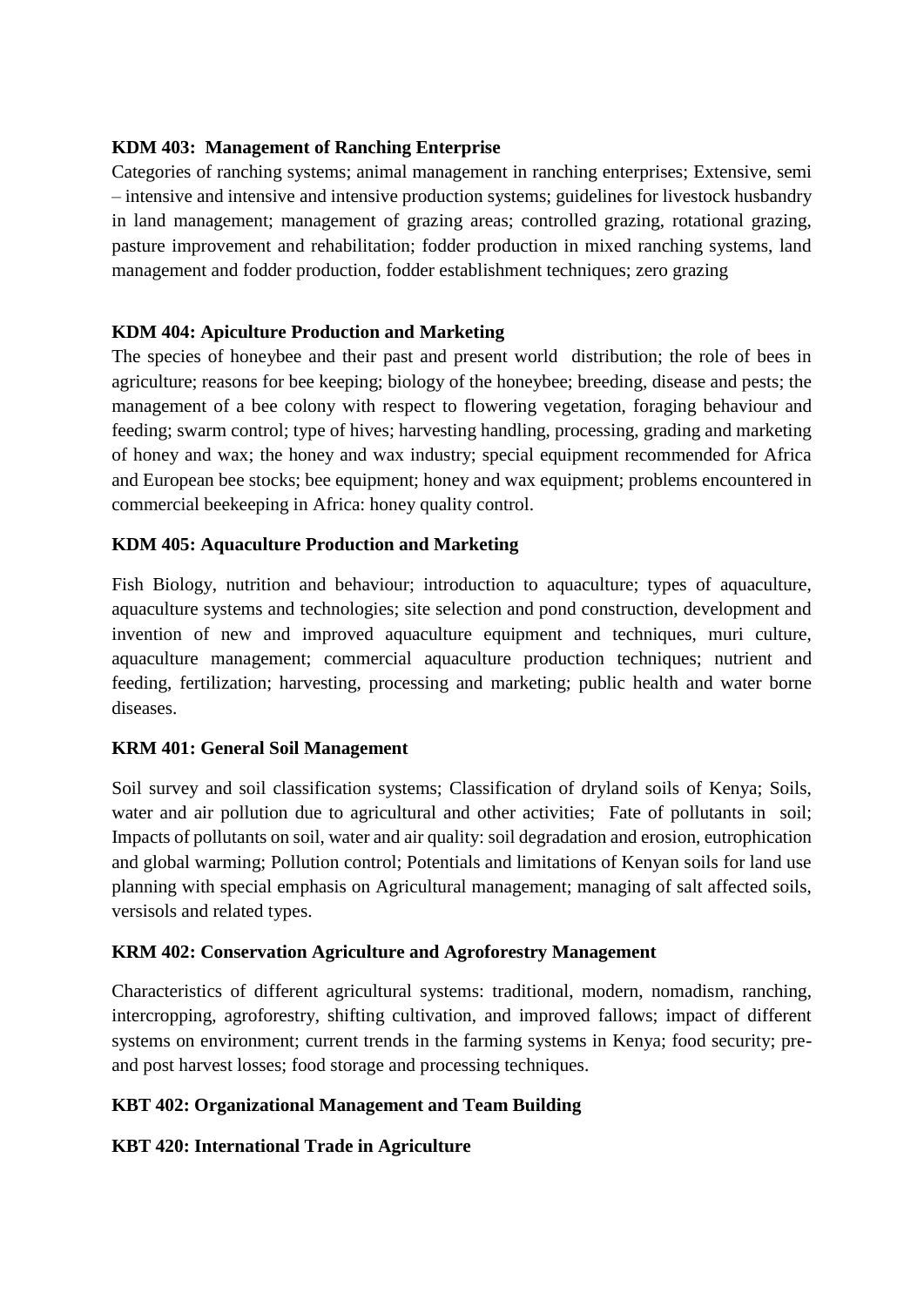**KDM 403: Management of Ranching Enterprise**

Categories of ranching systems; animal management in ranching enterprises; Extensive, semi – intensive and intensive and intensive production systems; guidelines for livestock husbandry in land management; management of grazing areas; controlled grazing, rotational grazing, pasture improvement and rehabilitation; fodder production in mixed ranching systems, land management and fodder production, fodder establishment techniques; zero grazing

**KDM 404: Apiculture Production and Marketing**

The species of honeybee and their past and present world distribution; the role of bees in agriculture; reasons for bee keeping; biology of the honeybee; breeding, disease and pests; the management of a bee colony with respect to flowering vegetation, foraging behaviour and feeding; swarm control; type of hives; harvesting handling, processing, grading and marketing of honey and wax; the honey and wax industry; special equipment recommended for Africa and European bee stocks; bee equipment; honey and wax equipment; problems encountered in commercial beekeeping in Africa: honey quality control.

**KDM 405: Aquaculture Production and Marketing**

Fish Biology, nutrition and behaviour; introduction to aquaculture; types of aquaculture, aquaculture systems and technologies; site selection and pond construction, development and invention of new and improved aquaculture equipment and techniques, muri culture, aquaculture management; commercial aquaculture production techniques; nutrient and feeding, fertilization; harvesting, processing and marketing; public health and water borne diseases.

**KRM 401: General Soil Management**

Soil survey and soil classification systems; Classification of dryland soils of Kenya; Soils, water and air pollution due to agricultural and other activities; Fate of pollutants in soil; Impacts of pollutants on soil, water and air quality: soil degradation and erosion, eutrophication and global warming; Pollution control; Potentials and limitations of Kenyan soils for land use planning with special emphasis on Agricultural management; managing of salt affected soils, versisols and related types.

**KRM 402: Conservation Agriculture and Agroforestry Management**

Characteristics of different agricultural systems: traditional, modern, nomadism, ranching, intercropping, agroforestry, shifting cultivation, and improved fallows; impact of different systems on environment; current trends in the farming systems in Kenya; food security; pre- and post harvest losses; food storage and processing techniques.

**KBT 402: Organizational Management and Team Building**

**KBT 420: International Trade in Agriculture**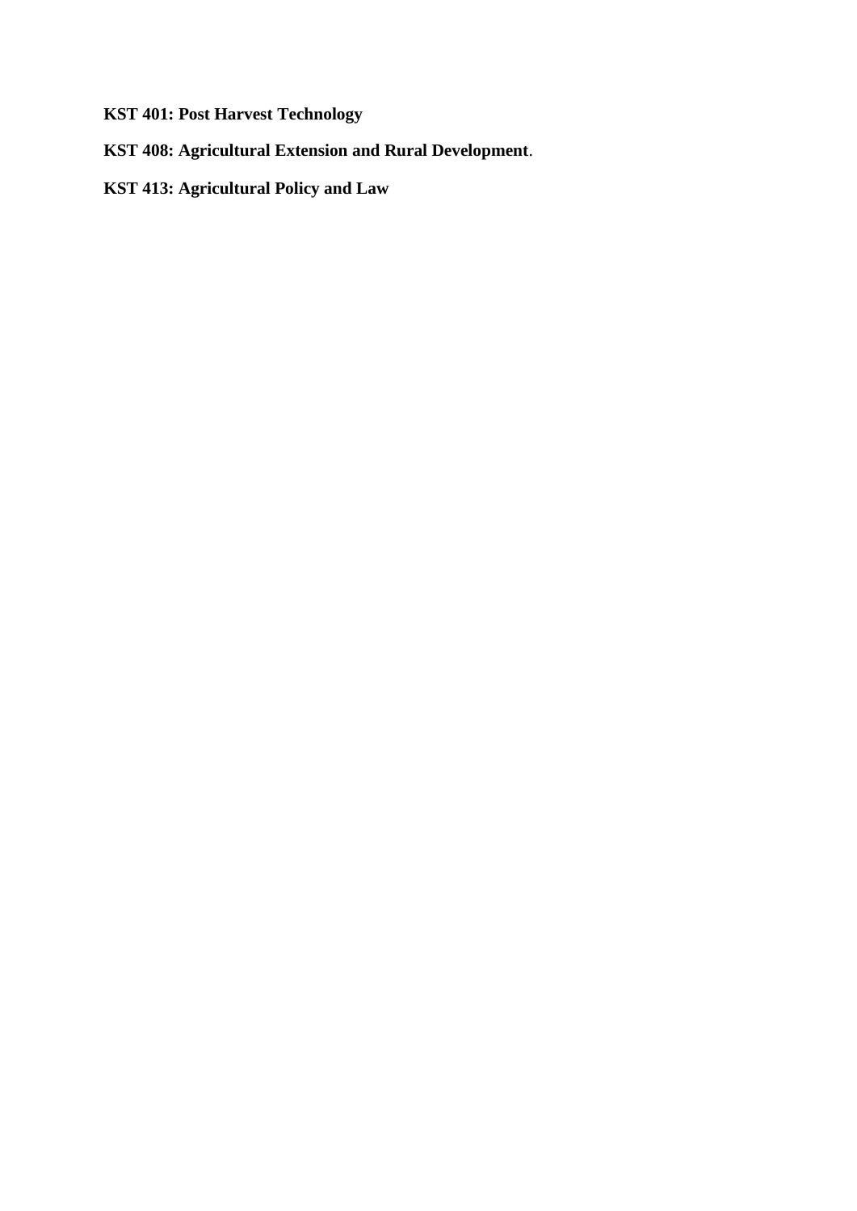**KST 401: Post Harvest Technology**

**KST 408: Agricultural Extension and Rural Development**.

**KST 413: Agricultural Policy and Law**